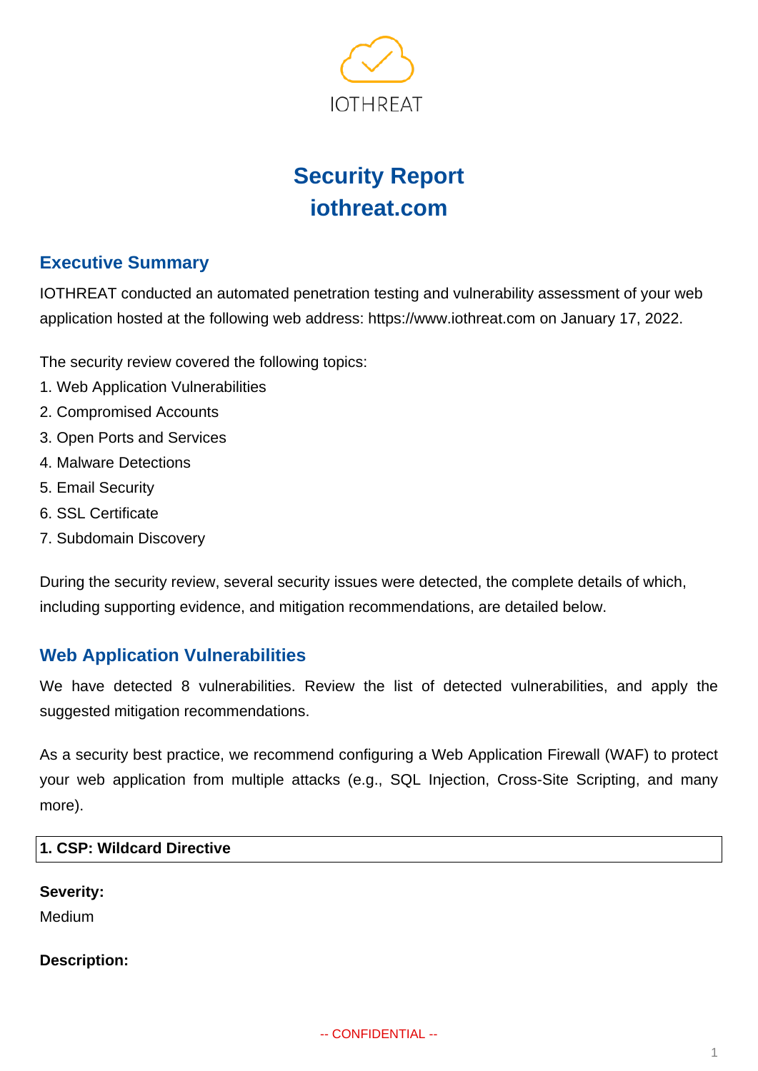IOTHREAT

# Security Report
# iothreat.com

## Executive Summary

IOTHREAT conducted an automated penetration testing and vulnerability assessment of your web application hosted at the following web address: https://www.iothreat.com on January 17, 2022.

The security review covered the following topics:

1. Web Application Vulnerabilities
2. Compromised Accounts
3. Open Ports and Services
4. Malware Detections
5. Email Security
6. SSL Certificate
7. Subdomain Discovery

During the security review, several security issues were detected, the complete details of which, including supporting evidence, and mitigation recommendations, are detailed below.

## Web Application Vulnerabilities

We have detected 8 vulnerabilities. Review the list of detected vulnerabilities, and apply the suggested mitigation recommendations.

As a security best practice, we recommend configuring a Web Application Firewall (WAF) to protect your web application from multiple attacks (e.g., SQL Injection, Cross-Site Scripting, and many more).

### 1. CSP: Wildcard Directive

**Severity:**

Medium

**Description:**

-- CONFIDENTIAL --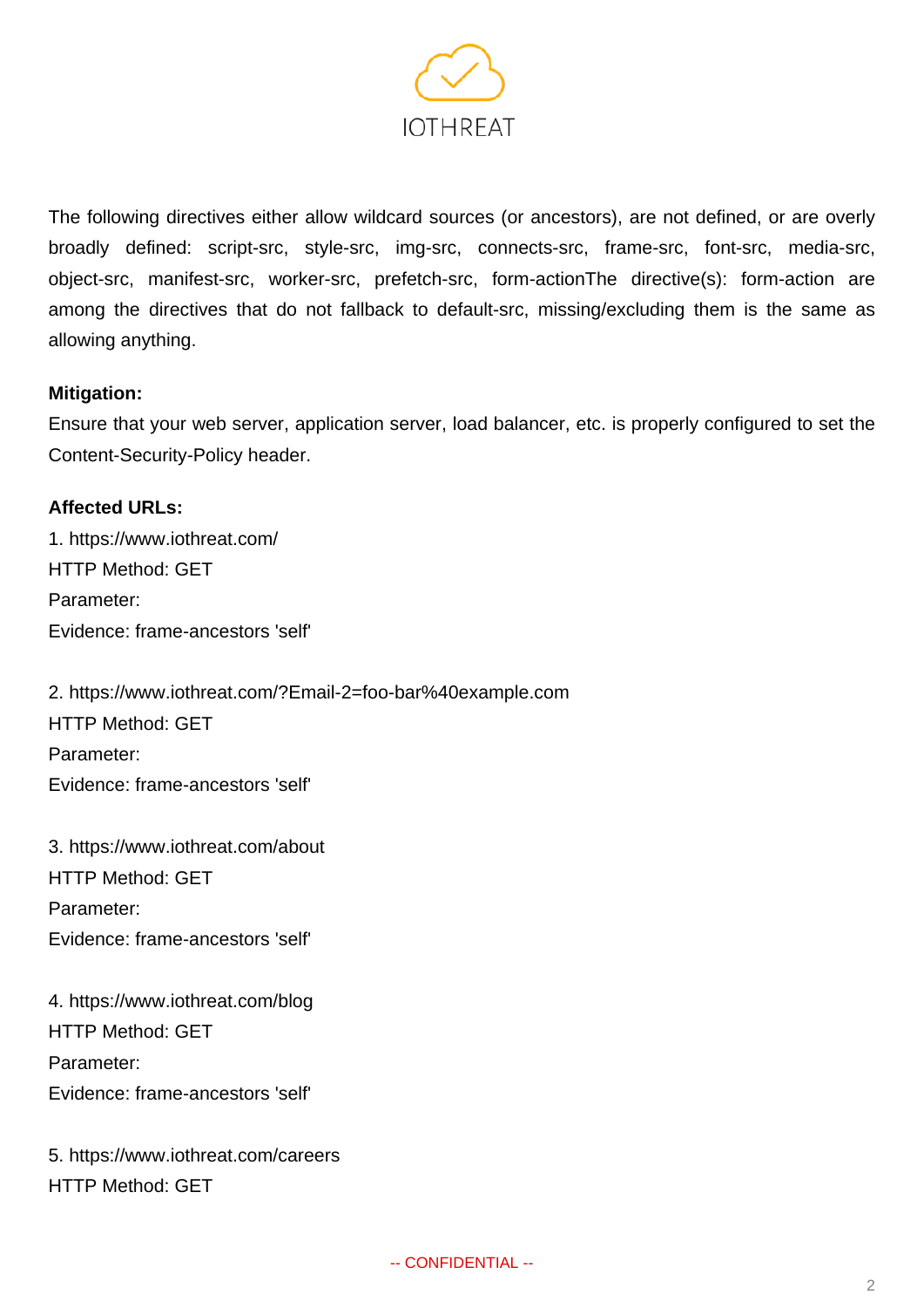The following directives either allow wildcard sources (or ancestors), are not defined, or are overly broadly defined: script-src, style-src, img-src, connects-src, frame-src, font-src, media-src, object-src, manifest-src, worker-src, prefetch-src, form-actionThe directive(s): form-action are among the directives that do not fallback to default-src, missing/excluding them is the same as allowing anything.

**Mitigation:**

Ensure that your web server, application server, load balancer, etc. is properly configured to set the Content-Security-Policy header.

**Affected URLs:**

1. https://www.iothreat.com/
HTTP Method: GET
Parameter:
Evidence: frame-ancestors 'self'

2. https://www.iothreat.com/?Email-2=foo-bar%40example.com
HTTP Method: GET
Parameter:
Evidence: frame-ancestors 'self'

3. https://www.iothreat.com/about
HTTP Method: GET
Parameter:
Evidence: frame-ancestors 'self'

4. https://www.iothreat.com/blog
HTTP Method: GET
Parameter:
Evidence: frame-ancestors 'self'

5. https://www.iothreat.com/careers
HTTP Method: GET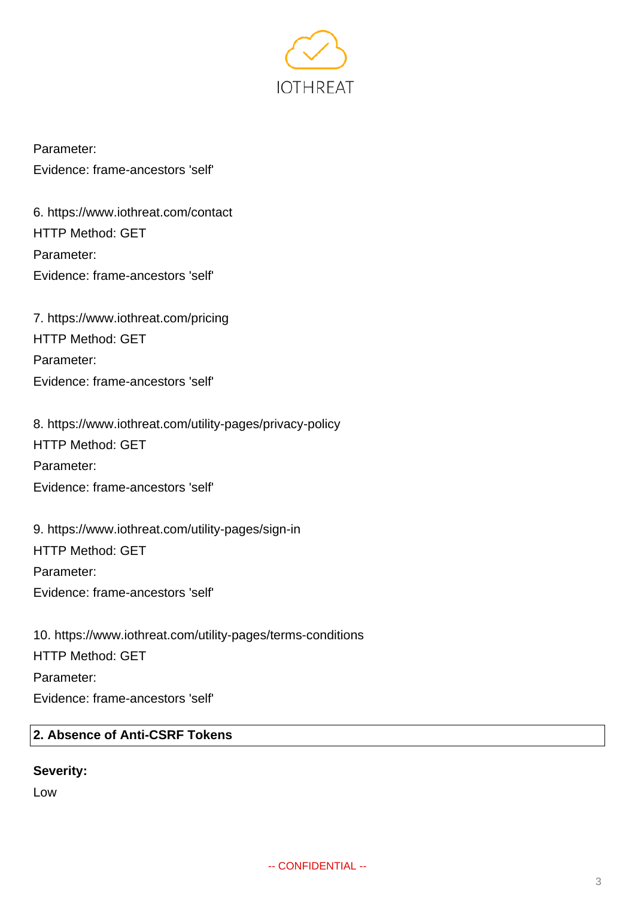Parameter:
Evidence: frame-ancestors 'self'

6. https://www.iothreat.com/contact
HTTP Method: GET
Parameter:
Evidence: frame-ancestors 'self'

7. https://www.iothreat.com/pricing
HTTP Method: GET
Parameter:
Evidence: frame-ancestors 'self'

8. https://www.iothreat.com/utility-pages/privacy-policy
HTTP Method: GET
Parameter:
Evidence: frame-ancestors 'self'

9. https://www.iothreat.com/utility-pages/sign-in
HTTP Method: GET
Parameter:
Evidence: frame-ancestors 'self'

10. https://www.iothreat.com/utility-pages/terms-conditions
HTTP Method: GET
Parameter:
Evidence: frame-ancestors 'self'

## 2. Absence of Anti-CSRF Tokens

**Severity:**

Low

-- CONFIDENTIAL --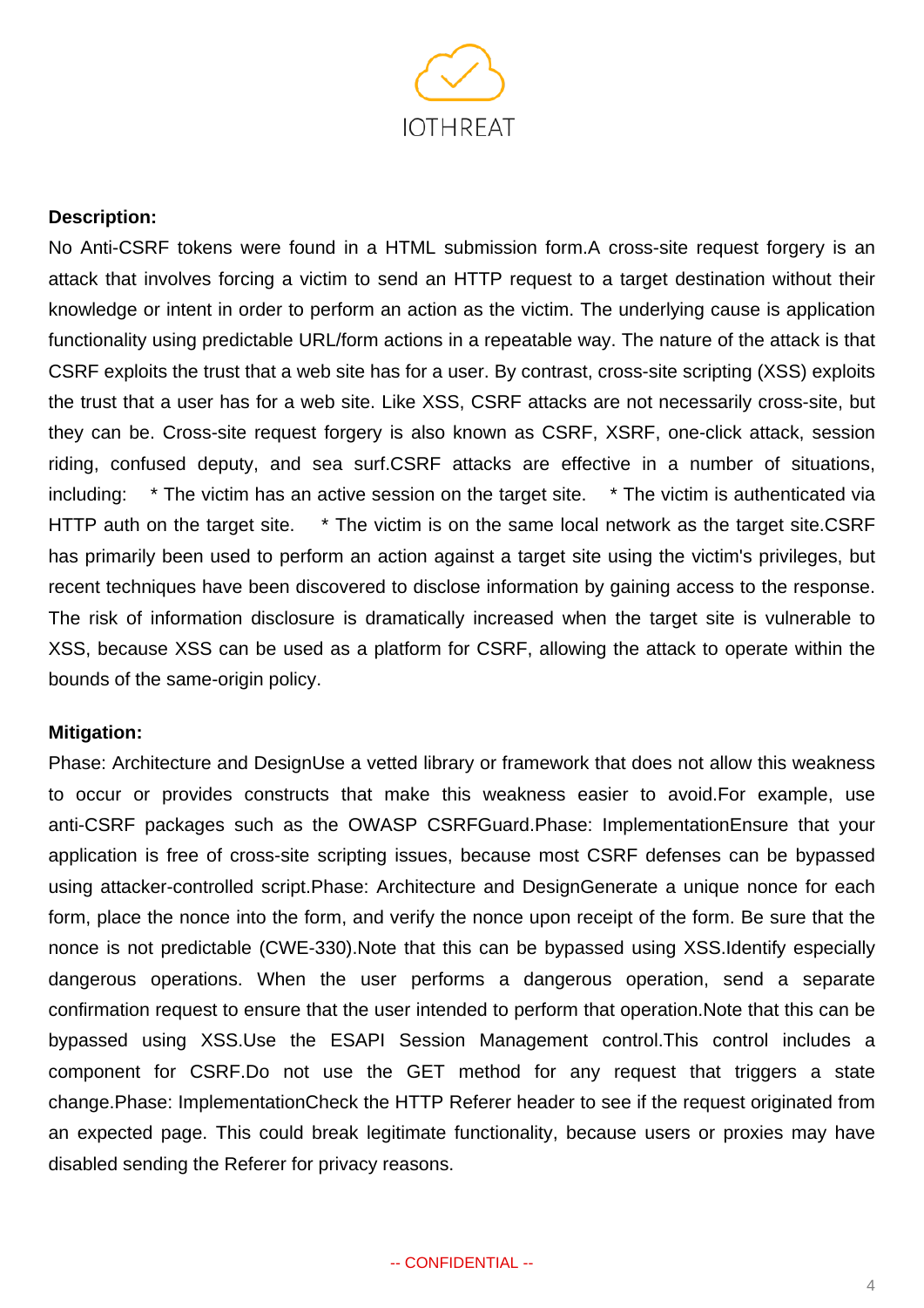**Description:**

No Anti-CSRF tokens were found in a HTML submission form.A cross-site request forgery is an attack that involves forcing a victim to send an HTTP request to a target destination without their knowledge or intent in order to perform an action as the victim. The underlying cause is application functionality using predictable URL/form actions in a repeatable way. The nature of the attack is that CSRF exploits the trust that a web site has for a user. By contrast, cross-site scripting (XSS) exploits the trust that a user has for a web site. Like XSS, CSRF attacks are not necessarily cross-site, but they can be. Cross-site request forgery is also known as CSRF, XSRF, one-click attack, session riding, confused deputy, and sea surf.CSRF attacks are effective in a number of situations, including: * The victim has an active session on the target site. * The victim is authenticated via HTTP auth on the target site. * The victim is on the same local network as the target site.CSRF has primarily been used to perform an action against a target site using the victim's privileges, but recent techniques have been discovered to disclose information by gaining access to the response. The risk of information disclosure is dramatically increased when the target site is vulnerable to XSS, because XSS can be used as a platform for CSRF, allowing the attack to operate within the bounds of the same-origin policy.

**Mitigation:**

Phase: Architecture and DesignUse a vetted library or framework that does not allow this weakness to occur or provides constructs that make this weakness easier to avoid.For example, use anti-CSRF packages such as the OWASP CSRFGuard.Phase: ImplementationEnsure that your application is free of cross-site scripting issues, because most CSRF defenses can be bypassed using attacker-controlled script.Phase: Architecture and DesignGenerate a unique nonce for each form, place the nonce into the form, and verify the nonce upon receipt of the form. Be sure that the nonce is not predictable (CWE-330).Note that this can be bypassed using XSS.Identify especially dangerous operations. When the user performs a dangerous operation, send a separate confirmation request to ensure that the user intended to perform that operation.Note that this can be bypassed using XSS.Use the ESAPI Session Management control.This control includes a component for CSRF.Do not use the GET method for any request that triggers a state change.Phase: ImplementationCheck the HTTP Referer header to see if the request originated from an expected page. This could break legitimate functionality, because users or proxies may have disabled sending the Referer for privacy reasons.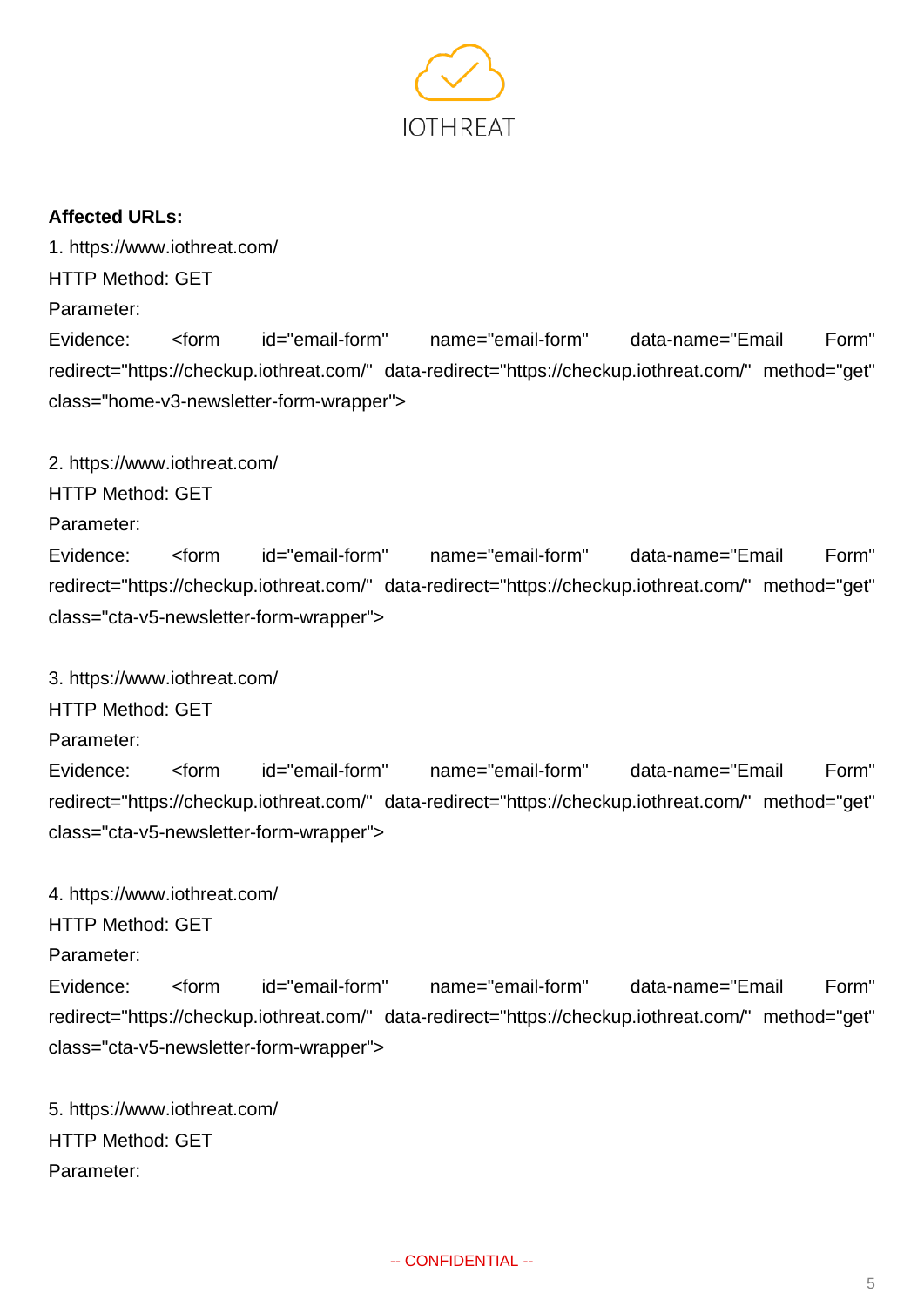**Affected URLs:**

1. https://www.iothreat.com/
HTTP Method: GET
Parameter:
Evidence: <form id="email-form" name="email-form" data-name="Email Form" redirect="https://checkup.iothreat.com/" data-redirect="https://checkup.iothreat.com/" method="get" class="home-v3-newsletter-form-wrapper">

2. https://www.iothreat.com/
HTTP Method: GET
Parameter:
Evidence: <form id="email-form" name="email-form" data-name="Email Form" redirect="https://checkup.iothreat.com/" data-redirect="https://checkup.iothreat.com/" method="get" class="cta-v5-newsletter-form-wrapper">

3. https://www.iothreat.com/
HTTP Method: GET
Parameter:
Evidence: <form id="email-form" name="email-form" data-name="Email Form" redirect="https://checkup.iothreat.com/" data-redirect="https://checkup.iothreat.com/" method="get" class="cta-v5-newsletter-form-wrapper">

4. https://www.iothreat.com/
HTTP Method: GET
Parameter:
Evidence: <form id="email-form" name="email-form" data-name="Email Form" redirect="https://checkup.iothreat.com/" data-redirect="https://checkup.iothreat.com/" method="get" class="cta-v5-newsletter-form-wrapper">

5. https://www.iothreat.com/
HTTP Method: GET
Parameter: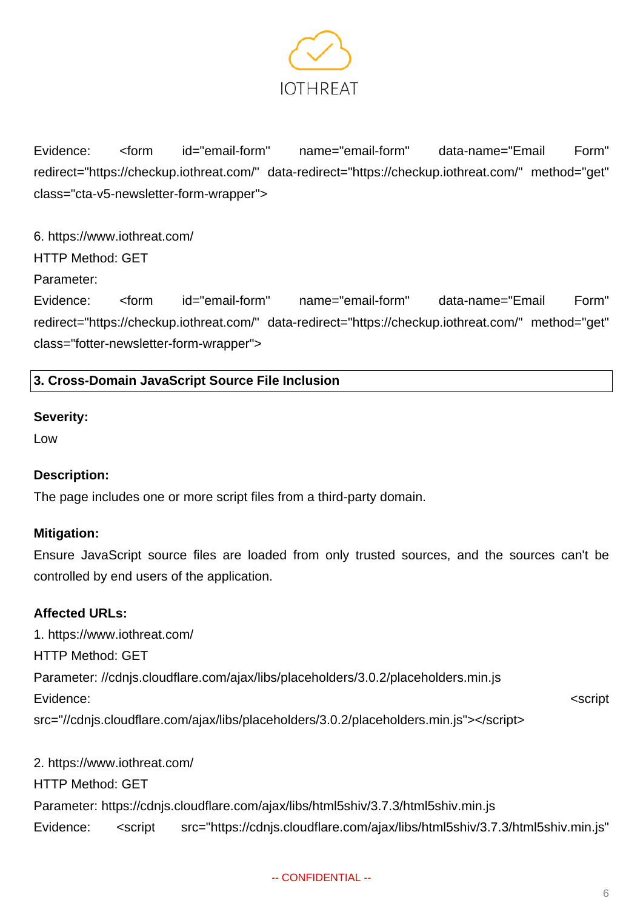Evidence: <form id="email-form" name="email-form" data-name="Email Form" redirect="https://checkup.iothreat.com/" data-redirect="https://checkup.iothreat.com/" method="get" class="cta-v5-newsletter-form-wrapper">

6. https://www.iothreat.com/
HTTP Method: GET
Parameter:
Evidence: <form id="email-form" name="email-form" data-name="Email Form" redirect="https://checkup.iothreat.com/" data-redirect="https://checkup.iothreat.com/" method="get" class="fotter-newsletter-form-wrapper">

## 3. Cross-Domain JavaScript Source File Inclusion

**Severity:**
Low

**Description:**
The page includes one or more script files from a third-party domain.

**Mitigation:**
Ensure JavaScript source files are loaded from only trusted sources, and the sources can't be controlled by end users of the application.

**Affected URLs:**

1. https://www.iothreat.com/
HTTP Method: GET
Parameter: //cdnjs.cloudflare.com/ajax/libs/placeholders/3.0.2/placeholders.min.js
Evidence: <script src="//cdnjs.cloudflare.com/ajax/libs/placeholders/3.0.2/placeholders.min.js"></script>

2. https://www.iothreat.com/
HTTP Method: GET
Parameter: https://cdnjs.cloudflare.com/ajax/libs/html5shiv/3.7.3/html5shiv.min.js
Evidence: <script src="https://cdnjs.cloudflare.com/ajax/libs/html5shiv/3.7.3/html5shiv.min.js"

-- CONFIDENTIAL --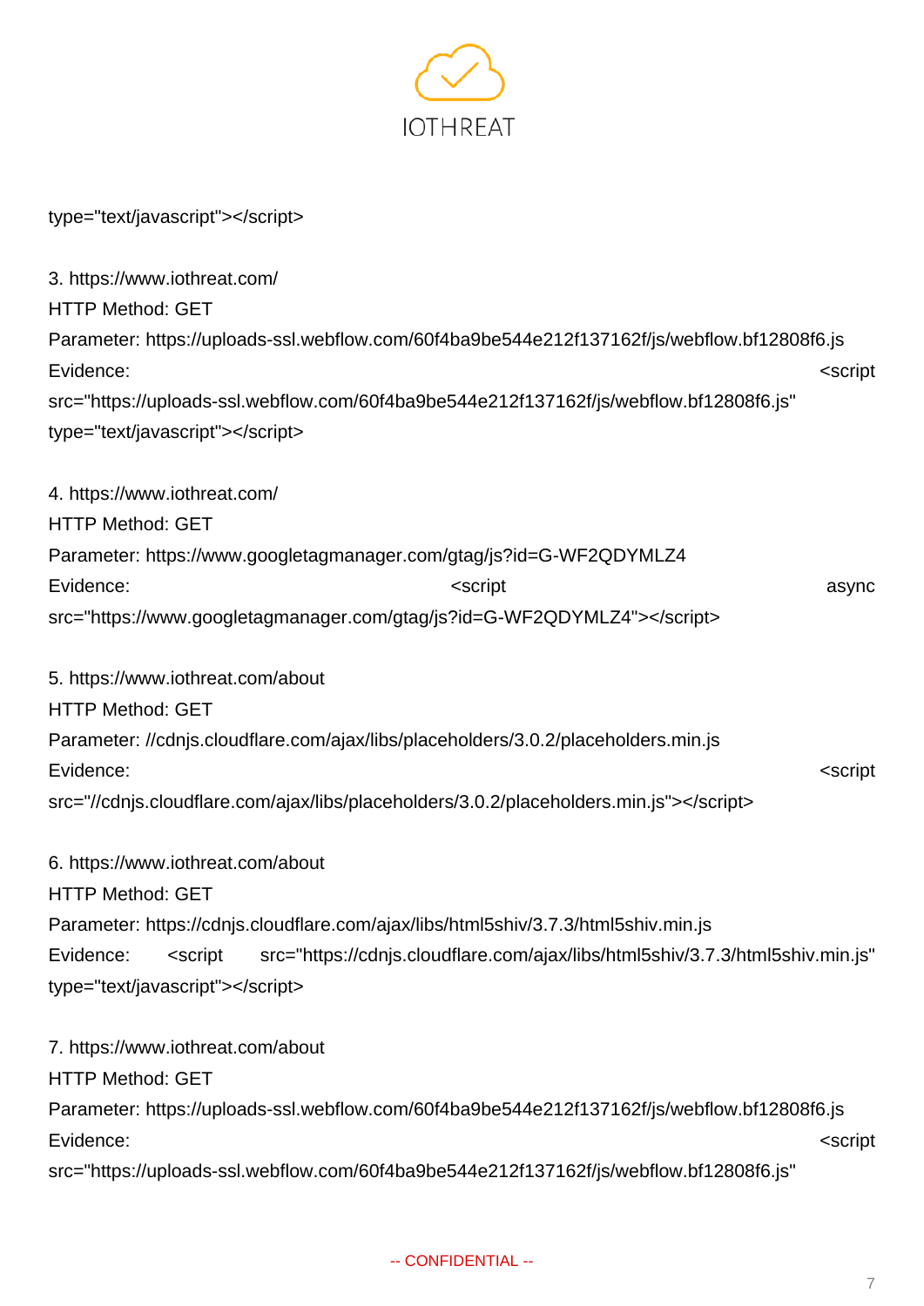type="text/javascript"></script>

3. https://www.iothreat.com/
HTTP Method: GET
Parameter: https://uploads-ssl.webflow.com/60f4ba9be544e212f137162f/js/webflow.bf12808f6.js
Evidence: <script src="https://uploads-ssl.webflow.com/60f4ba9be544e212f137162f/js/webflow.bf12808f6.js" type="text/javascript"></script>

4. https://www.iothreat.com/
HTTP Method: GET
Parameter: https://www.googletagmanager.com/gtag/js?id=G-WF2QDYMLZ4
Evidence: <script async src="https://www.googletagmanager.com/gtag/js?id=G-WF2QDYMLZ4"></script>

5. https://www.iothreat.com/about
HTTP Method: GET
Parameter: //cdnjs.cloudflare.com/ajax/libs/placeholders/3.0.2/placeholders.min.js
Evidence: <script src="//cdnjs.cloudflare.com/ajax/libs/placeholders/3.0.2/placeholders.min.js"></script>

6. https://www.iothreat.com/about
HTTP Method: GET
Parameter: https://cdnjs.cloudflare.com/ajax/libs/html5shiv/3.7.3/html5shiv.min.js
Evidence: <script src="https://cdnjs.cloudflare.com/ajax/libs/html5shiv/3.7.3/html5shiv.min.js" type="text/javascript"></script>

7. https://www.iothreat.com/about
HTTP Method: GET
Parameter: https://uploads-ssl.webflow.com/60f4ba9be544e212f137162f/js/webflow.bf12808f6.js
Evidence: <script src="https://uploads-ssl.webflow.com/60f4ba9be544e212f137162f/js/webflow.bf12808f6.js"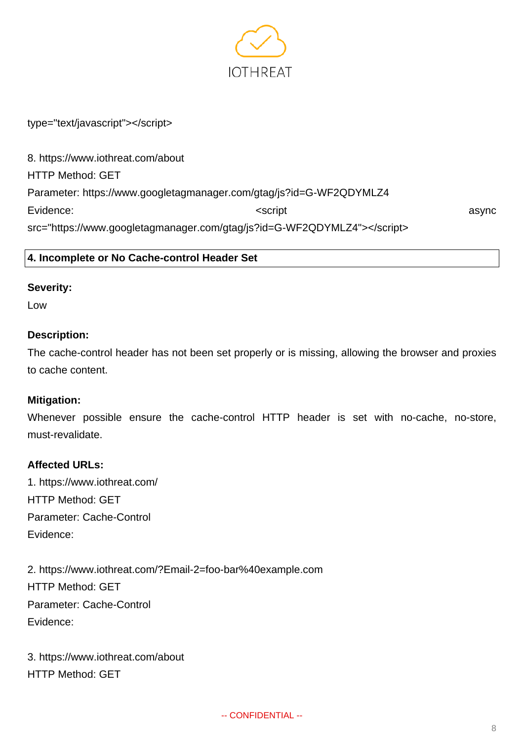type="text/javascript"></script>

8. https://www.iothreat.com/about
HTTP Method: GET
Parameter: https://www.googletagmanager.com/gtag/js?id=G-WF2QDYMLZ4
Evidence: <script async src="https://www.googletagmanager.com/gtag/js?id=G-WF2QDYMLZ4"></script>

## 4. Incomplete or No Cache-control Header Set

**Severity:**
Low

**Description:**
The cache-control header has not been set properly or is missing, allowing the browser and proxies to cache content.

**Mitigation:**
Whenever possible ensure the cache-control HTTP header is set with no-cache, no-store, must-revalidate.

**Affected URLs:**
1. https://www.iothreat.com/
HTTP Method: GET
Parameter: Cache-Control
Evidence:

2. https://www.iothreat.com/?Email-2=foo-bar%40example.com
HTTP Method: GET
Parameter: Cache-Control
Evidence:

3. https://www.iothreat.com/about
HTTP Method: GET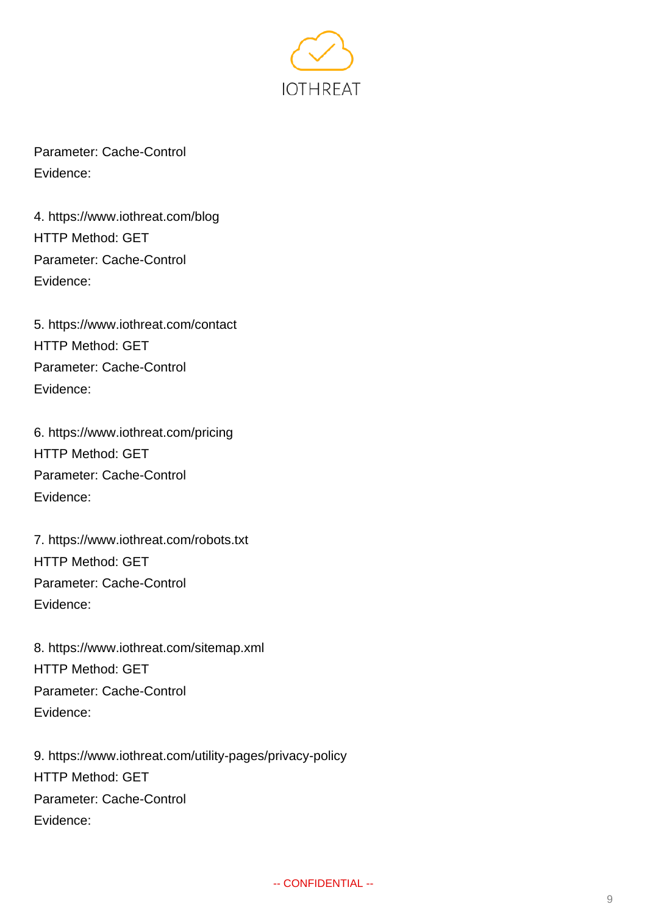Parameter: Cache-Control
Evidence:

4. https://www.iothreat.com/blog
HTTP Method: GET
Parameter: Cache-Control
Evidence:

5. https://www.iothreat.com/contact
HTTP Method: GET
Parameter: Cache-Control
Evidence:

6. https://www.iothreat.com/pricing
HTTP Method: GET
Parameter: Cache-Control
Evidence:

7. https://www.iothreat.com/robots.txt
HTTP Method: GET
Parameter: Cache-Control
Evidence:

8. https://www.iothreat.com/sitemap.xml
HTTP Method: GET
Parameter: Cache-Control
Evidence:

9. https://www.iothreat.com/utility-pages/privacy-policy
HTTP Method: GET
Parameter: Cache-Control
Evidence: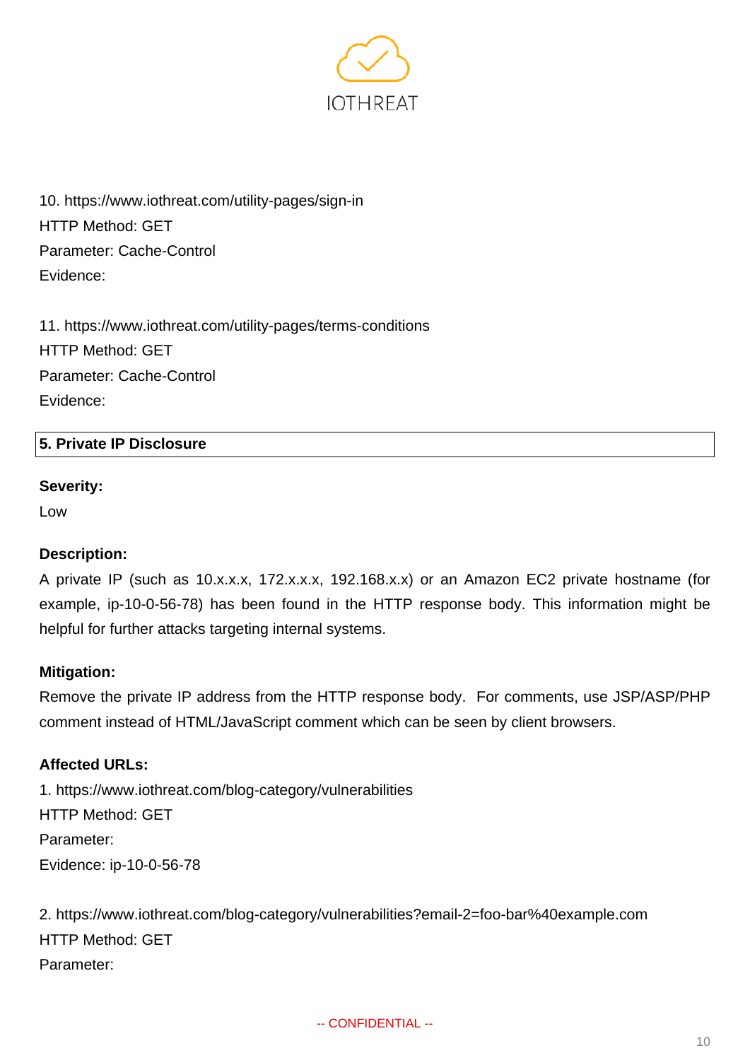10. https://www.iothreat.com/utility-pages/sign-in
HTTP Method: GET
Parameter: Cache-Control
Evidence:

11. https://www.iothreat.com/utility-pages/terms-conditions
HTTP Method: GET
Parameter: Cache-Control
Evidence:

## 5. Private IP Disclosure

**Severity:**

Low

**Description:**

A private IP (such as 10.x.x.x, 172.x.x.x, 192.168.x.x) or an Amazon EC2 private hostname (for example, ip-10-0-56-78) has been found in the HTTP response body. This information might be helpful for further attacks targeting internal systems.

**Mitigation:**

Remove the private IP address from the HTTP response body. For comments, use JSP/ASP/PHP comment instead of HTML/JavaScript comment which can be seen by client browsers.

**Affected URLs:**

1. https://www.iothreat.com/blog-category/vulnerabilities
HTTP Method: GET
Parameter:
Evidence: ip-10-0-56-78

2. https://www.iothreat.com/blog-category/vulnerabilities?email-2=foo-bar%40example.com
HTTP Method: GET
Parameter:

-- CONFIDENTIAL --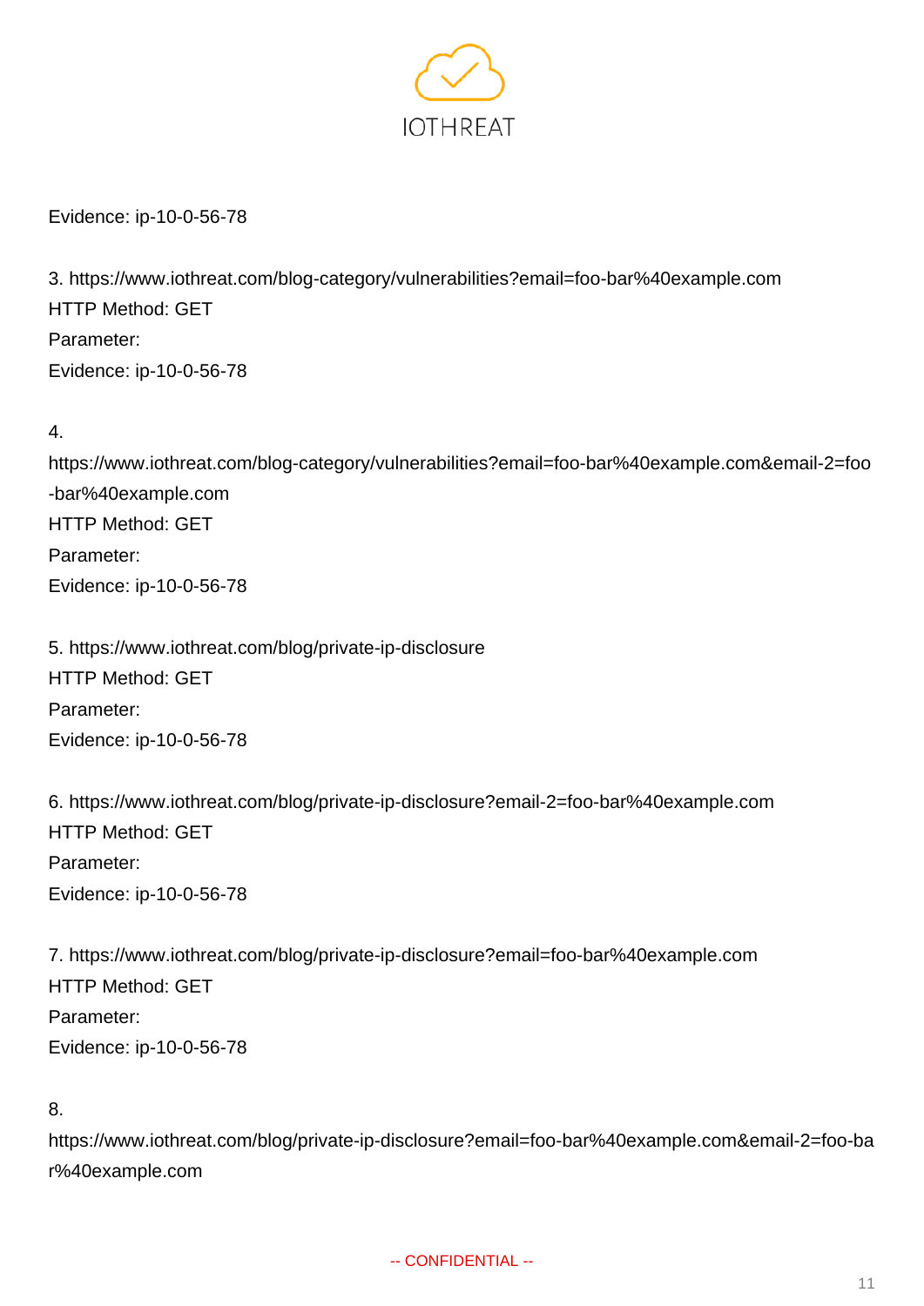Evidence: ip-10-0-56-78

3. https://www.iothreat.com/blog-category/vulnerabilities?email=foo-bar%40example.com
HTTP Method: GET
Parameter:
Evidence: ip-10-0-56-78

4. https://www.iothreat.com/blog-category/vulnerabilities?email=foo-bar%40example.com&email-2=foo-bar%40example.com
HTTP Method: GET
Parameter:
Evidence: ip-10-0-56-78

5. https://www.iothreat.com/blog/private-ip-disclosure
HTTP Method: GET
Parameter:
Evidence: ip-10-0-56-78

6. https://www.iothreat.com/blog/private-ip-disclosure?email-2=foo-bar%40example.com
HTTP Method: GET
Parameter:
Evidence: ip-10-0-56-78

7. https://www.iothreat.com/blog/private-ip-disclosure?email=foo-bar%40example.com
HTTP Method: GET
Parameter:
Evidence: ip-10-0-56-78

8. https://www.iothreat.com/blog/private-ip-disclosure?email=foo-bar%40example.com&email-2=foo-bar%40example.com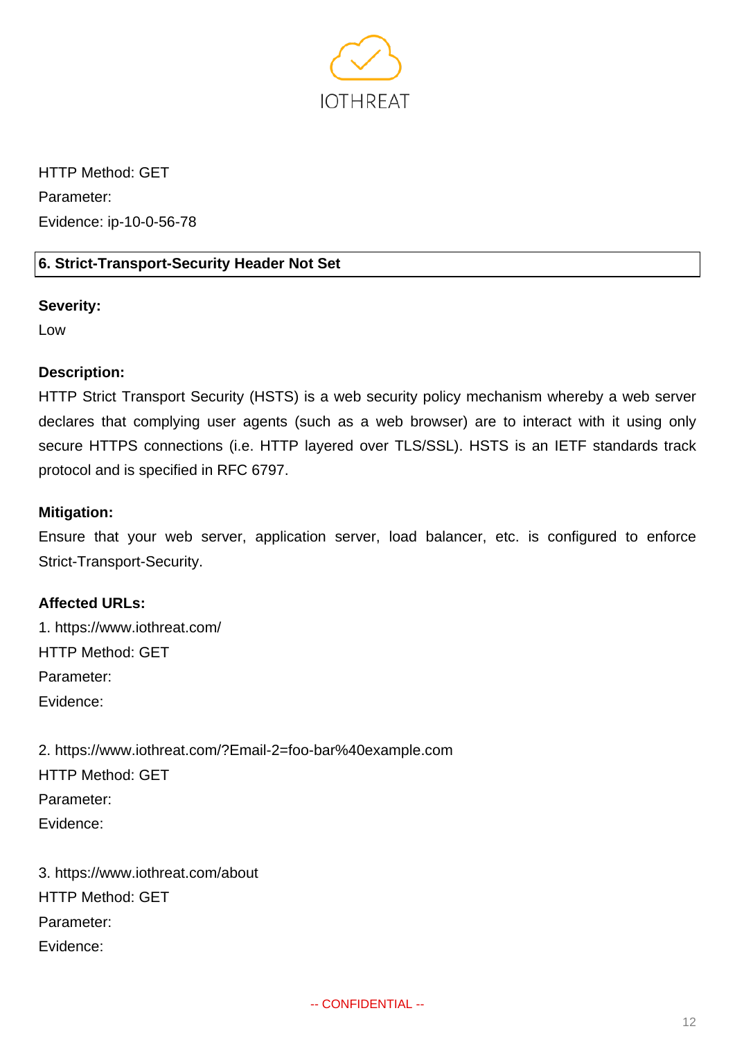HTTP Method: GET
Parameter:
Evidence: ip-10-0-56-78

## 6. Strict-Transport-Security Header Not Set

**Severity:**
Low

**Description:**
HTTP Strict Transport Security (HSTS) is a web security policy mechanism whereby a web server declares that complying user agents (such as a web browser) are to interact with it using only secure HTTPS connections (i.e. HTTP layered over TLS/SSL). HSTS is an IETF standards track protocol and is specified in RFC 6797.

**Mitigation:**
Ensure that your web server, application server, load balancer, etc. is configured to enforce Strict-Transport-Security.

**Affected URLs:**

1. https://www.iothreat.com/
HTTP Method: GET
Parameter:
Evidence:

2. https://www.iothreat.com/?Email-2=foo-bar%40example.com
HTTP Method: GET
Parameter:
Evidence:

3. https://www.iothreat.com/about
HTTP Method: GET
Parameter:
Evidence:

-- CONFIDENTIAL --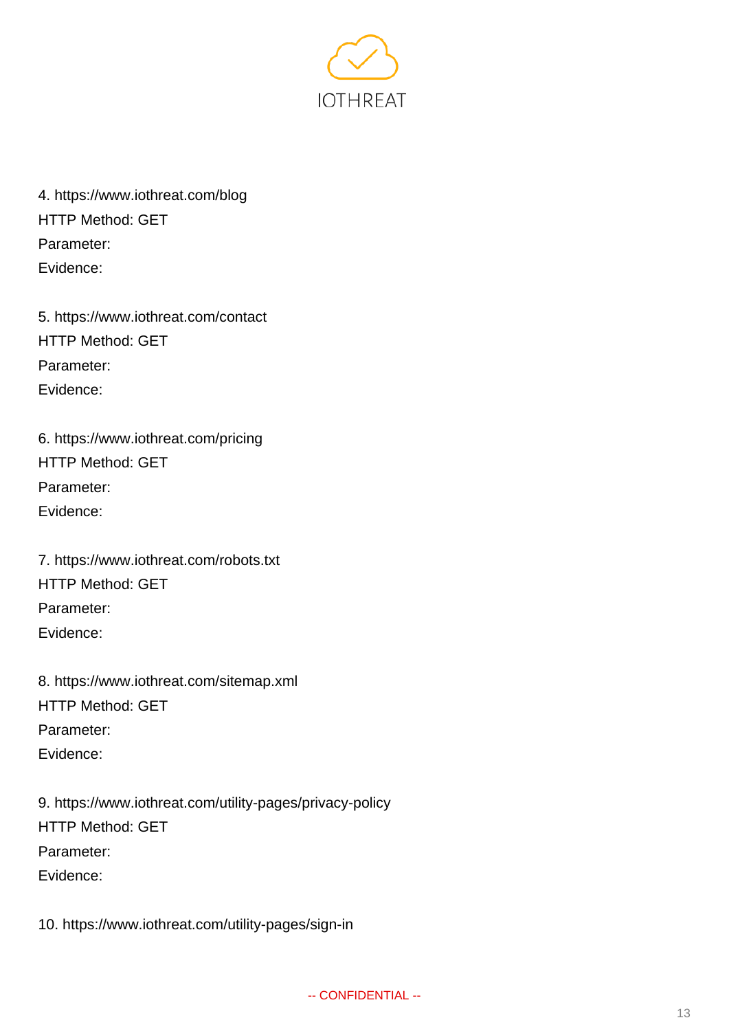4. https://www.iothreat.com/blog
HTTP Method: GET
Parameter:
Evidence:

5. https://www.iothreat.com/contact
HTTP Method: GET
Parameter:
Evidence:

6. https://www.iothreat.com/pricing
HTTP Method: GET
Parameter:
Evidence:

7. https://www.iothreat.com/robots.txt
HTTP Method: GET
Parameter:
Evidence:

8. https://www.iothreat.com/sitemap.xml
HTTP Method: GET
Parameter:
Evidence:

9. https://www.iothreat.com/utility-pages/privacy-policy
HTTP Method: GET
Parameter:
Evidence:

10. https://www.iothreat.com/utility-pages/sign-in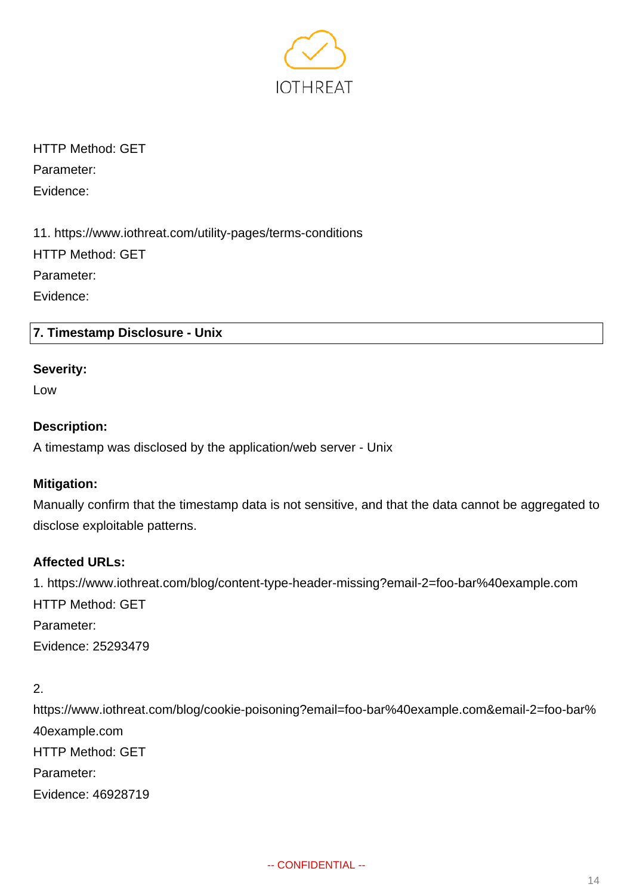HTTP Method: GET

Parameter:

Evidence:

11. https://www.iothreat.com/utility-pages/terms-conditions

HTTP Method: GET

Parameter:

Evidence:

## 7. Timestamp Disclosure - Unix

**Severity:**

Low

**Description:**

A timestamp was disclosed by the application/web server - Unix

**Mitigation:**

Manually confirm that the timestamp data is not sensitive, and that the data cannot be aggregated to disclose exploitable patterns.

**Affected URLs:**

1. https://www.iothreat.com/blog/content-type-header-missing?email-2=foo-bar%40example.com

HTTP Method: GET

Parameter:

Evidence: 25293479

2. https://www.iothreat.com/blog/cookie-poisoning?email=foo-bar%40example.com&email-2=foo-bar%40example.com

HTTP Method: GET

Parameter:

Evidence: 46928719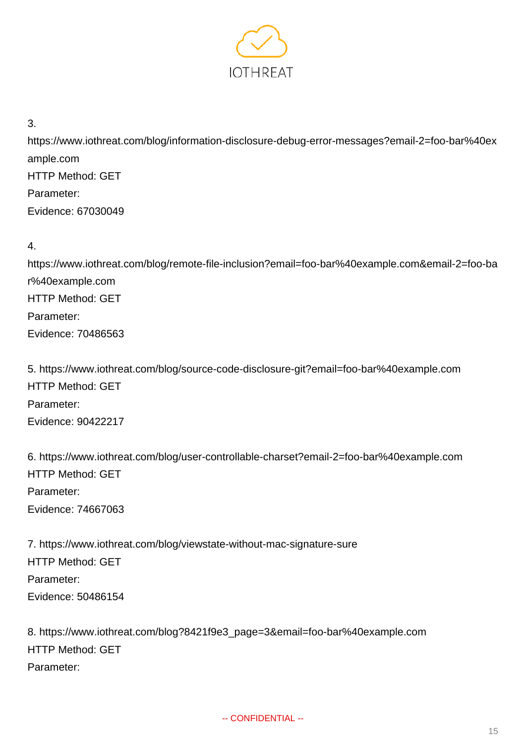3. https://www.iothreat.com/blog/information-disclosure-debug-error-messages?email-2=foo-bar%40example.com
HTTP Method: GET
Parameter:
Evidence: 67030049

4. https://www.iothreat.com/blog/remote-file-inclusion?email=foo-bar%40example.com&email-2=foo-bar%40example.com
HTTP Method: GET
Parameter:
Evidence: 70486563

5. https://www.iothreat.com/blog/source-code-disclosure-git?email=foo-bar%40example.com
HTTP Method: GET
Parameter:
Evidence: 90422217

6. https://www.iothreat.com/blog/user-controllable-charset?email-2=foo-bar%40example.com
HTTP Method: GET
Parameter:
Evidence: 74667063

7. https://www.iothreat.com/blog/viewstate-without-mac-signature-sure
HTTP Method: GET
Parameter:
Evidence: 50486154

8. https://www.iothreat.com/blog?8421f9e3_page=3&email=foo-bar%40example.com
HTTP Method: GET
Parameter:

-- CONFIDENTIAL --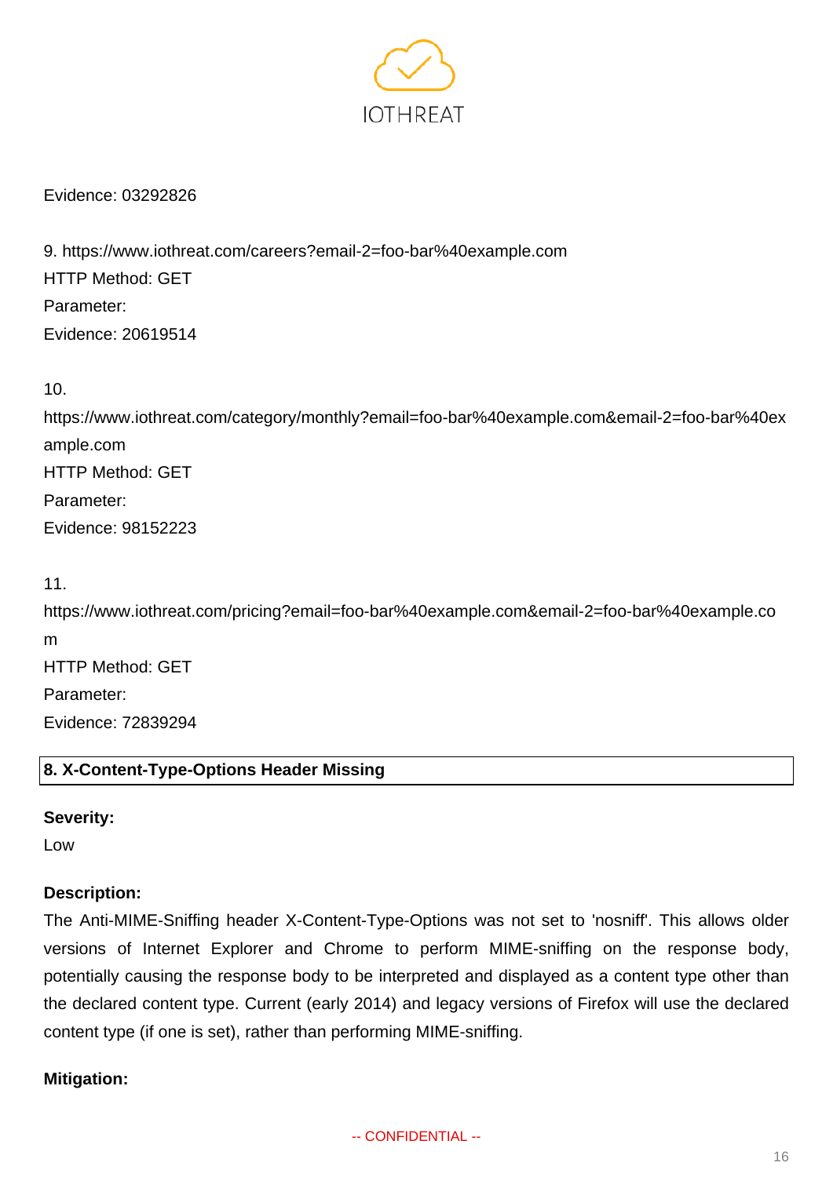Evidence: 03292826

9. https://www.iothreat.com/careers?email-2=foo-bar%40example.com
HTTP Method: GET
Parameter:
Evidence: 20619514

10. https://www.iothreat.com/category/monthly?email=foo-bar%40example.com&email-2=foo-bar%40example.com
HTTP Method: GET
Parameter:
Evidence: 98152223

11. https://www.iothreat.com/pricing?email=foo-bar%40example.com&email-2=foo-bar%40example.com
HTTP Method: GET
Parameter:
Evidence: 72839294

## 8. X-Content-Type-Options Header Missing

**Severity:**

Low

**Description:**

The Anti-MIME-Sniffing header X-Content-Type-Options was not set to 'nosniff'. This allows older versions of Internet Explorer and Chrome to perform MIME-sniffing on the response body, potentially causing the response body to be interpreted and displayed as a content type other than the declared content type. Current (early 2014) and legacy versions of Firefox will use the declared content type (if one is set), rather than performing MIME-sniffing.

**Mitigation:**

-- CONFIDENTIAL --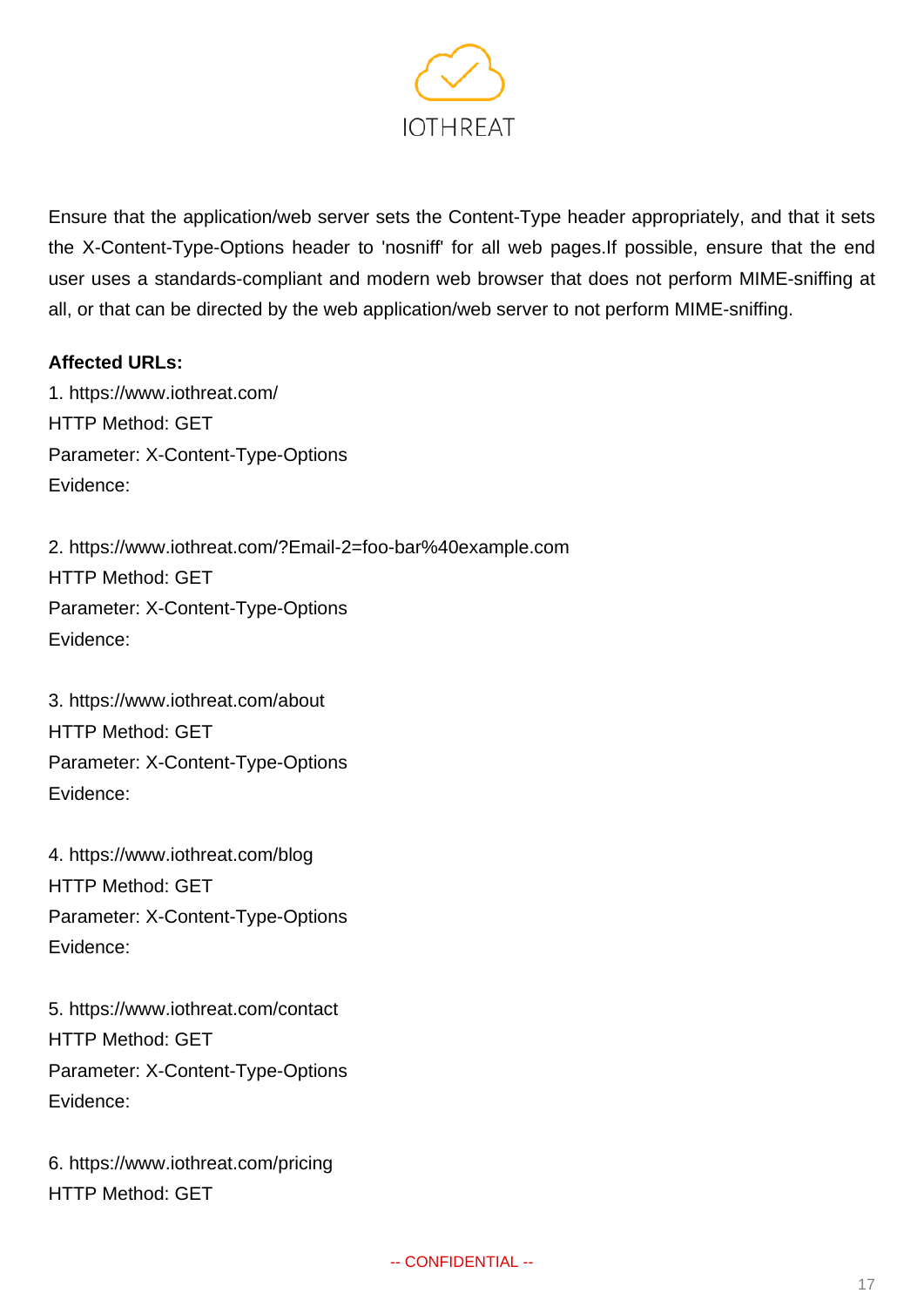Ensure that the application/web server sets the Content-Type header appropriately, and that it sets the X-Content-Type-Options header to 'nosniff' for all web pages.If possible, ensure that the end user uses a standards-compliant and modern web browser that does not perform MIME-sniffing at all, or that can be directed by the web application/web server to not perform MIME-sniffing.

**Affected URLs:**

1. https://www.iothreat.com/
HTTP Method: GET
Parameter: X-Content-Type-Options
Evidence:

2. https://www.iothreat.com/?Email-2=foo-bar%40example.com
HTTP Method: GET
Parameter: X-Content-Type-Options
Evidence:

3. https://www.iothreat.com/about
HTTP Method: GET
Parameter: X-Content-Type-Options
Evidence:

4. https://www.iothreat.com/blog
HTTP Method: GET
Parameter: X-Content-Type-Options
Evidence:

5. https://www.iothreat.com/contact
HTTP Method: GET
Parameter: X-Content-Type-Options
Evidence:

6. https://www.iothreat.com/pricing
HTTP Method: GET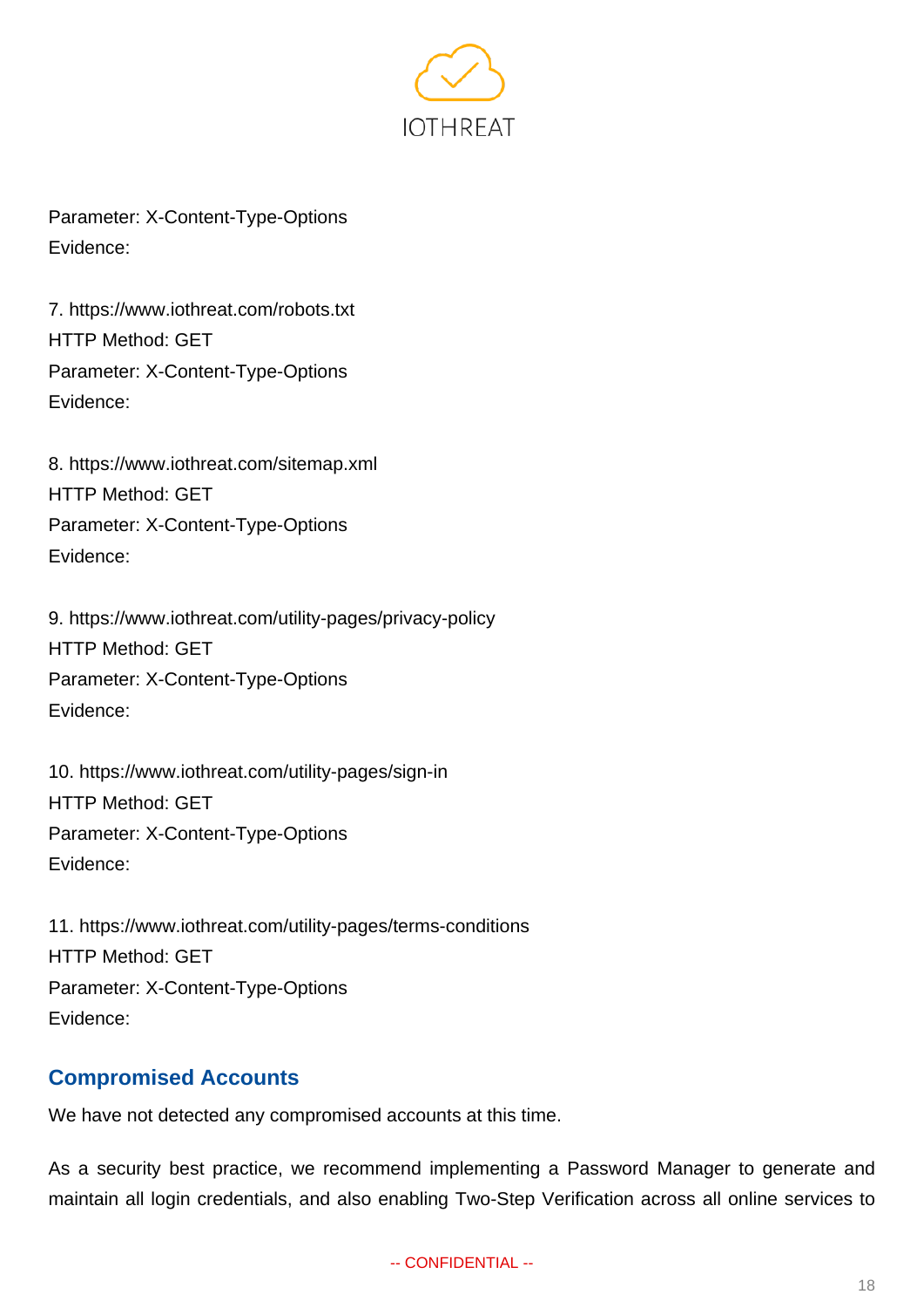Parameter: X-Content-Type-Options
Evidence:

7. https://www.iothreat.com/robots.txt
HTTP Method: GET
Parameter: X-Content-Type-Options
Evidence:

8. https://www.iothreat.com/sitemap.xml
HTTP Method: GET
Parameter: X-Content-Type-Options
Evidence:

9. https://www.iothreat.com/utility-pages/privacy-policy
HTTP Method: GET
Parameter: X-Content-Type-Options
Evidence:

10. https://www.iothreat.com/utility-pages/sign-in
HTTP Method: GET
Parameter: X-Content-Type-Options
Evidence:

11. https://www.iothreat.com/utility-pages/terms-conditions
HTTP Method: GET
Parameter: X-Content-Type-Options
Evidence:

## Compromised Accounts

We have not detected any compromised accounts at this time.

As a security best practice, we recommend implementing a Password Manager to generate and maintain all login credentials, and also enabling Two-Step Verification across all online services to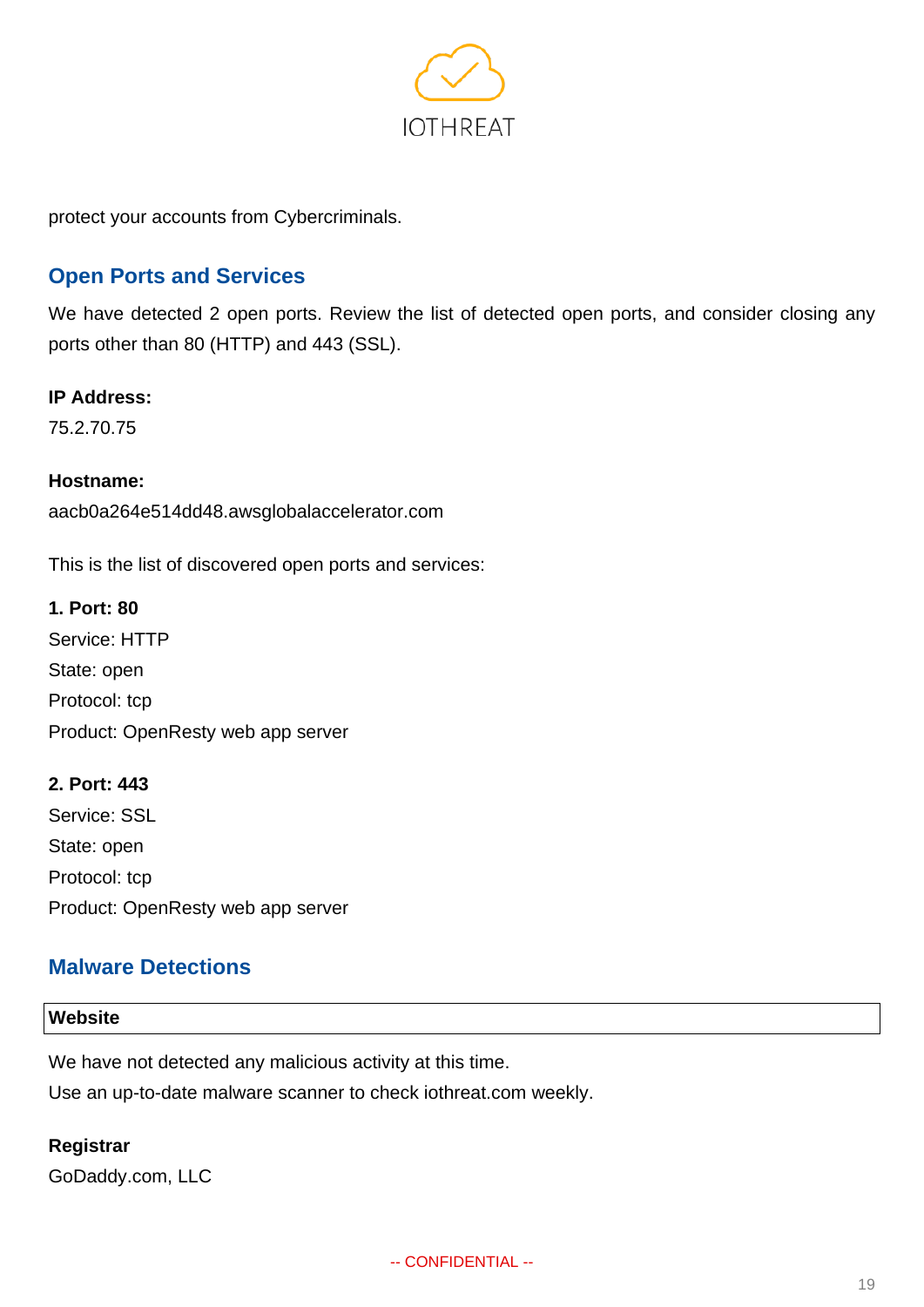protect your accounts from Cybercriminals.

## Open Ports and Services

We have detected 2 open ports. Review the list of detected open ports, and consider closing any ports other than 80 (HTTP) and 443 (SSL).

**IP Address:**
75.2.70.75

**Hostname:**
aacb0a264e514dd48.awsglobalaccelerator.com

This is the list of discovered open ports and services:

**1. Port: 80**
Service: HTTP
State: open
Protocol: tcp
Product: OpenResty web app server

**2. Port: 443**
Service: SSL
State: open
Protocol: tcp
Product: OpenResty web app server

## Malware Detections

| Website |
| --- |

We have not detected any malicious activity at this time.
Use an up-to-date malware scanner to check iothreat.com weekly.

**Registrar**
GoDaddy.com, LLC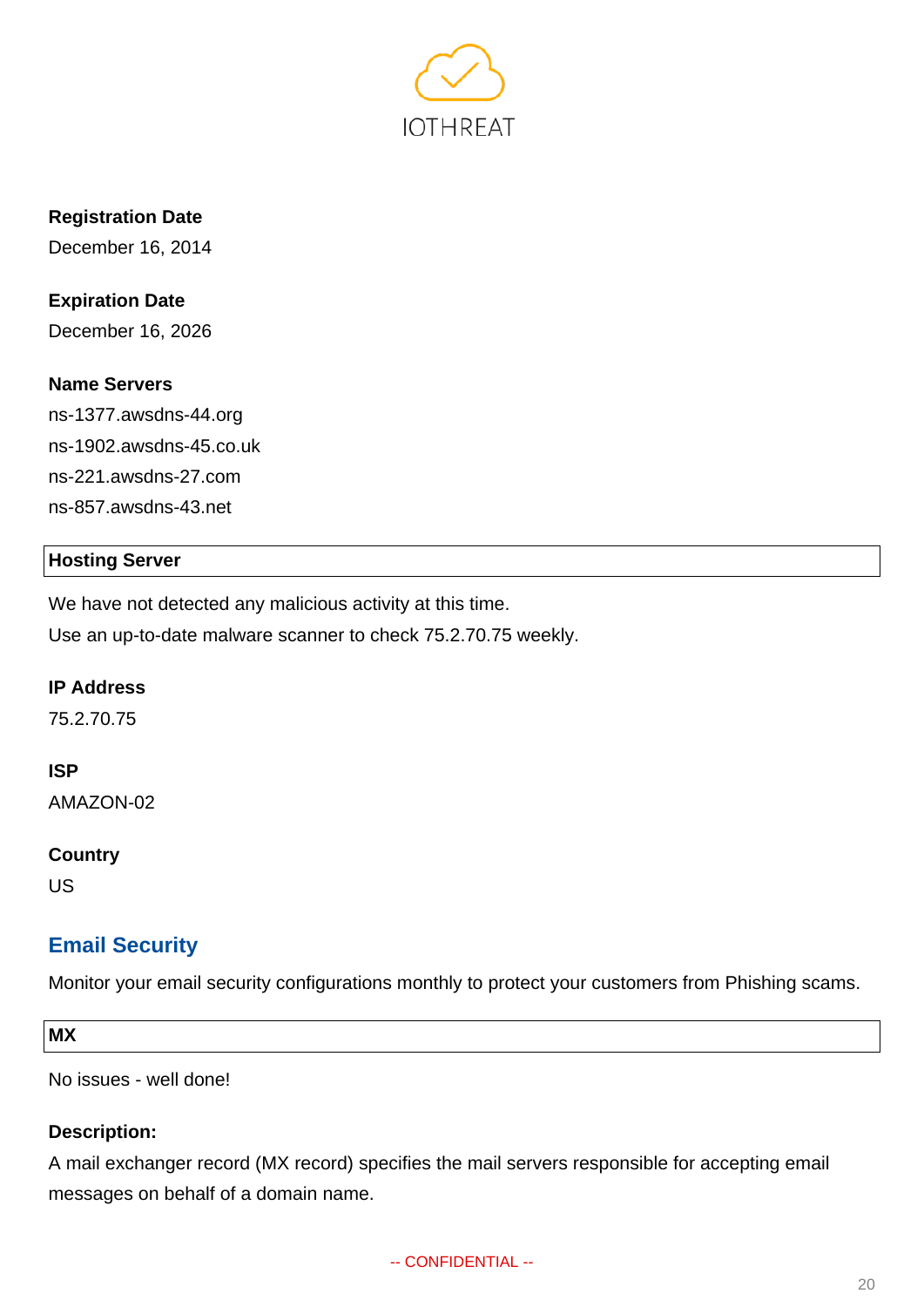**Registration Date**

December 16, 2014

**Expiration Date**

December 16, 2026

**Name Servers**

ns-1377.awsdns-44.org
ns-1902.awsdns-45.co.uk
ns-221.awsdns-27.com
ns-857.awsdns-43.net

### Hosting Server

We have not detected any malicious activity at this time.
Use an up-to-date malware scanner to check 75.2.70.75 weekly.

**IP Address**

75.2.70.75

**ISP**

AMAZON-02

**Country**

US

## Email Security

Monitor your email security configurations monthly to protect your customers from Phishing scams.

### MX

No issues - well done!

**Description:**

A mail exchanger record (MX record) specifies the mail servers responsible for accepting email messages on behalf of a domain name.

-- CONFIDENTIAL --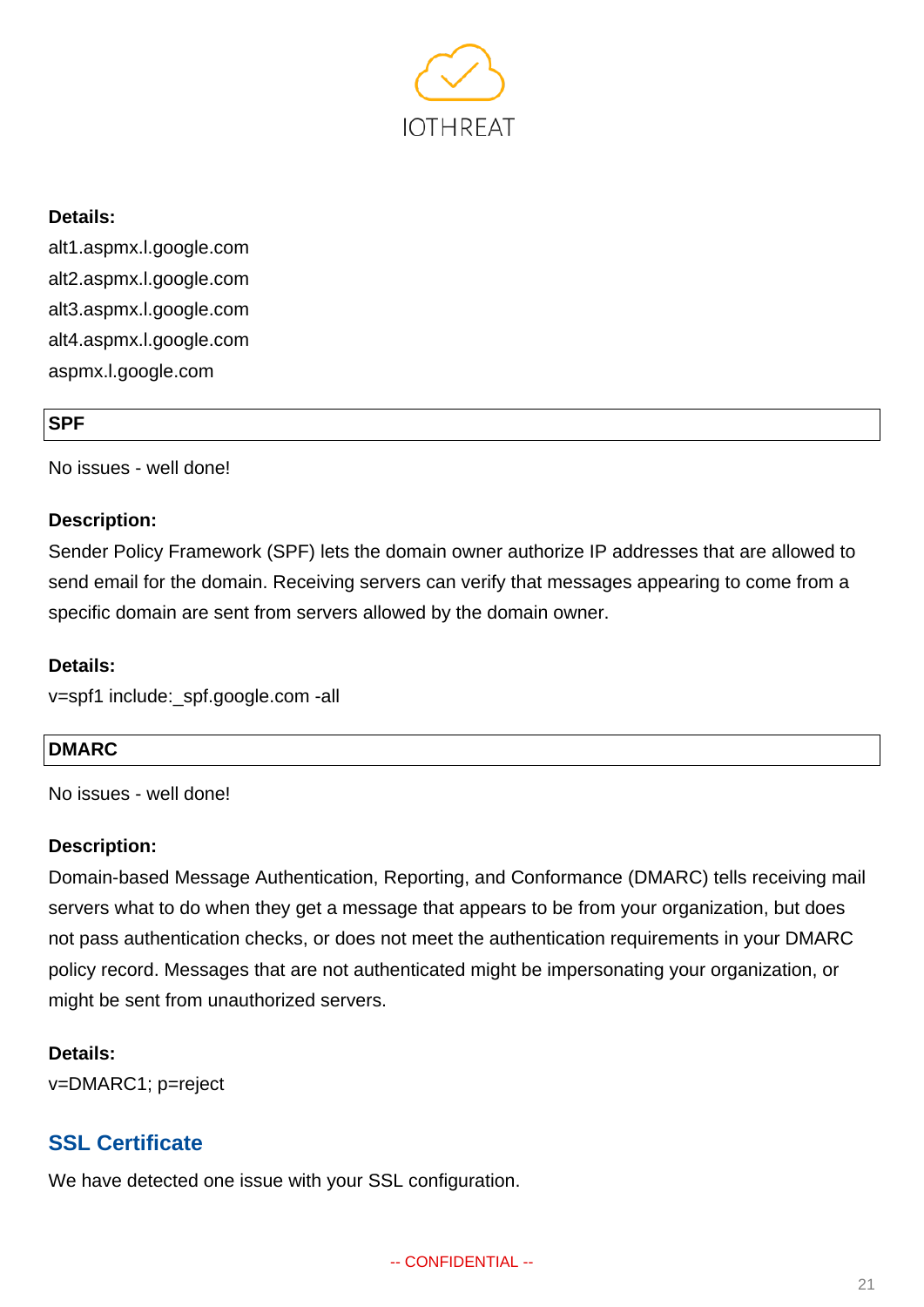**Details:**

alt1.aspmx.l.google.com
alt2.aspmx.l.google.com
alt3.aspmx.l.google.com
alt4.aspmx.l.google.com
aspmx.l.google.com

### SPF

No issues - well done!

**Description:**

Sender Policy Framework (SPF) lets the domain owner authorize IP addresses that are allowed to send email for the domain. Receiving servers can verify that messages appearing to come from a specific domain are sent from servers allowed by the domain owner.

**Details:**

v=spf1 include:_spf.google.com -all

### DMARC

No issues - well done!

**Description:**

Domain-based Message Authentication, Reporting, and Conformance (DMARC) tells receiving mail servers what to do when they get a message that appears to be from your organization, but does not pass authentication checks, or does not meet the authentication requirements in your DMARC policy record. Messages that are not authenticated might be impersonating your organization, or might be sent from unauthorized servers.

**Details:**

v=DMARC1; p=reject

## SSL Certificate

We have detected one issue with your SSL configuration.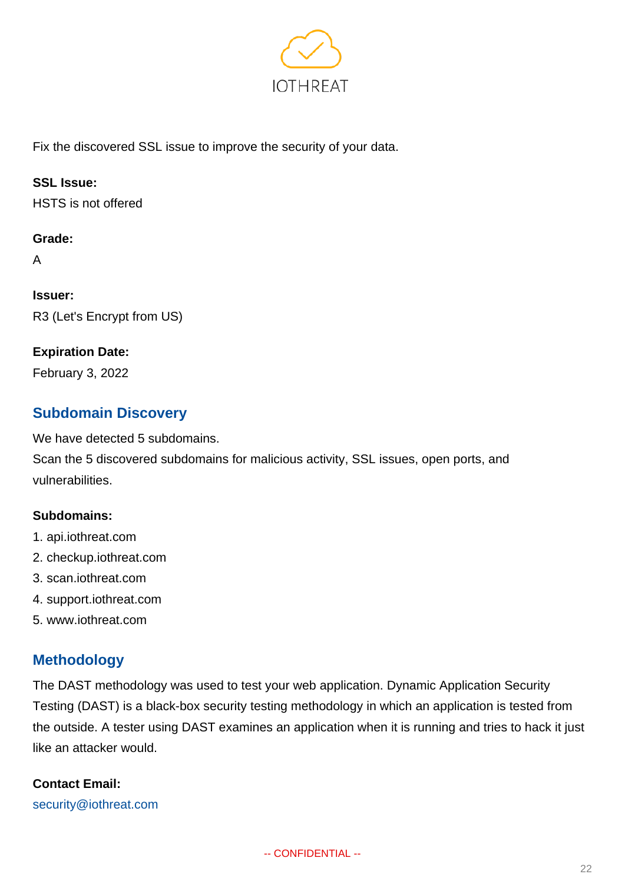Fix the discovered SSL issue to improve the security of your data.

**SSL Issue:**
HSTS is not offered

**Grade:**
A

**Issuer:**
R3 (Let's Encrypt from US)

**Expiration Date:**
February 3, 2022

## Subdomain Discovery

We have detected 5 subdomains.
Scan the 5 discovered subdomains for malicious activity, SSL issues, open ports, and vulnerabilities.

**Subdomains:**

1. api.iothreat.com
2. checkup.iothreat.com
3. scan.iothreat.com
4. support.iothreat.com
5. www.iothreat.com

## Methodology

The DAST methodology was used to test your web application. Dynamic Application Security Testing (DAST) is a black-box security testing methodology in which an application is tested from the outside. A tester using DAST examines an application when it is running and tries to hack it just like an attacker would.

**Contact Email:**
security@iothreat.com

-- CONFIDENTIAL --